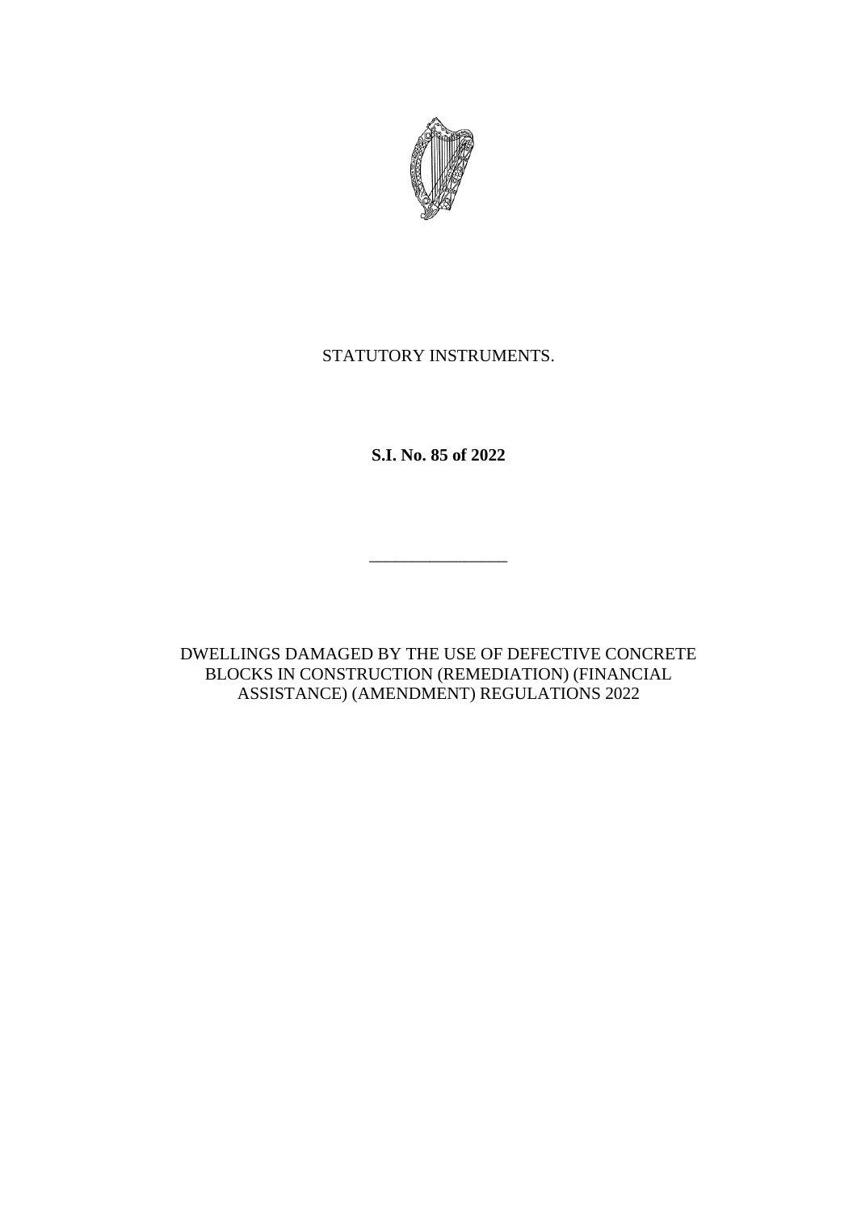STATUTORY INSTRUMENTS.

**S.I. No. 85 of 2022**

---

DWELLINGS DAMAGED BY THE USE OF DEFECTIVE CONCRETE BLOCKS IN CONSTRUCTION (REMEDIATION) (FINANCIAL ASSISTANCE) (AMENDMENT) REGULATIONS 2022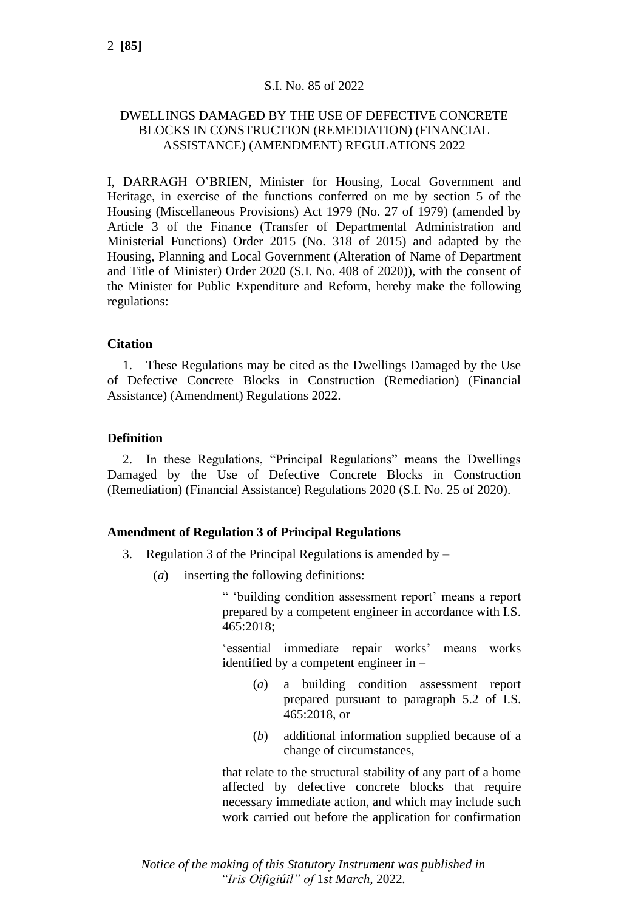S.I. No. 85 of 2022

DWELLINGS DAMAGED BY THE USE OF DEFECTIVE CONCRETE BLOCKS IN CONSTRUCTION (REMEDIATION) (FINANCIAL ASSISTANCE) (AMENDMENT) REGULATIONS 2022

I, DARRAGH O'BRIEN, Minister for Housing, Local Government and Heritage, in exercise of the functions conferred on me by section 5 of the Housing (Miscellaneous Provisions) Act 1979 (No. 27 of 1979) (amended by Article 3 of the Finance (Transfer of Departmental Administration and Ministerial Functions) Order 2015 (No. 318 of 2015) and adapted by the Housing, Planning and Local Government (Alteration of Name of Department and Title of Minister) Order 2020 (S.I. No. 408 of 2020)), with the consent of the Minister for Public Expenditure and Reform, hereby make the following regulations:

**Citation**

1. These Regulations may be cited as the Dwellings Damaged by the Use of Defective Concrete Blocks in Construction (Remediation) (Financial Assistance) (Amendment) Regulations 2022.

**Definition**

2. In these Regulations, "Principal Regulations" means the Dwellings Damaged by the Use of Defective Concrete Blocks in Construction (Remediation) (Financial Assistance) Regulations 2020 (S.I. No. 25 of 2020).

**Amendment of Regulation 3 of Principal Regulations**

3. Regulation 3 of the Principal Regulations is amended by –

(*a*) inserting the following definitions:

" 'building condition assessment report' means a report prepared by a competent engineer in accordance with I.S. 465:2018;

'essential immediate repair works' means works identified by a competent engineer in –

(*a*) a building condition assessment report prepared pursuant to paragraph 5.2 of I.S. 465:2018, or

(*b*) additional information supplied because of a change of circumstances,

that relate to the structural stability of any part of a home affected by defective concrete blocks that require necessary immediate action, and which may include such work carried out before the application for confirmation

*Notice of the making of this Statutory Instrument was published in "Iris Oifigiúil" of 1st March, 2022.*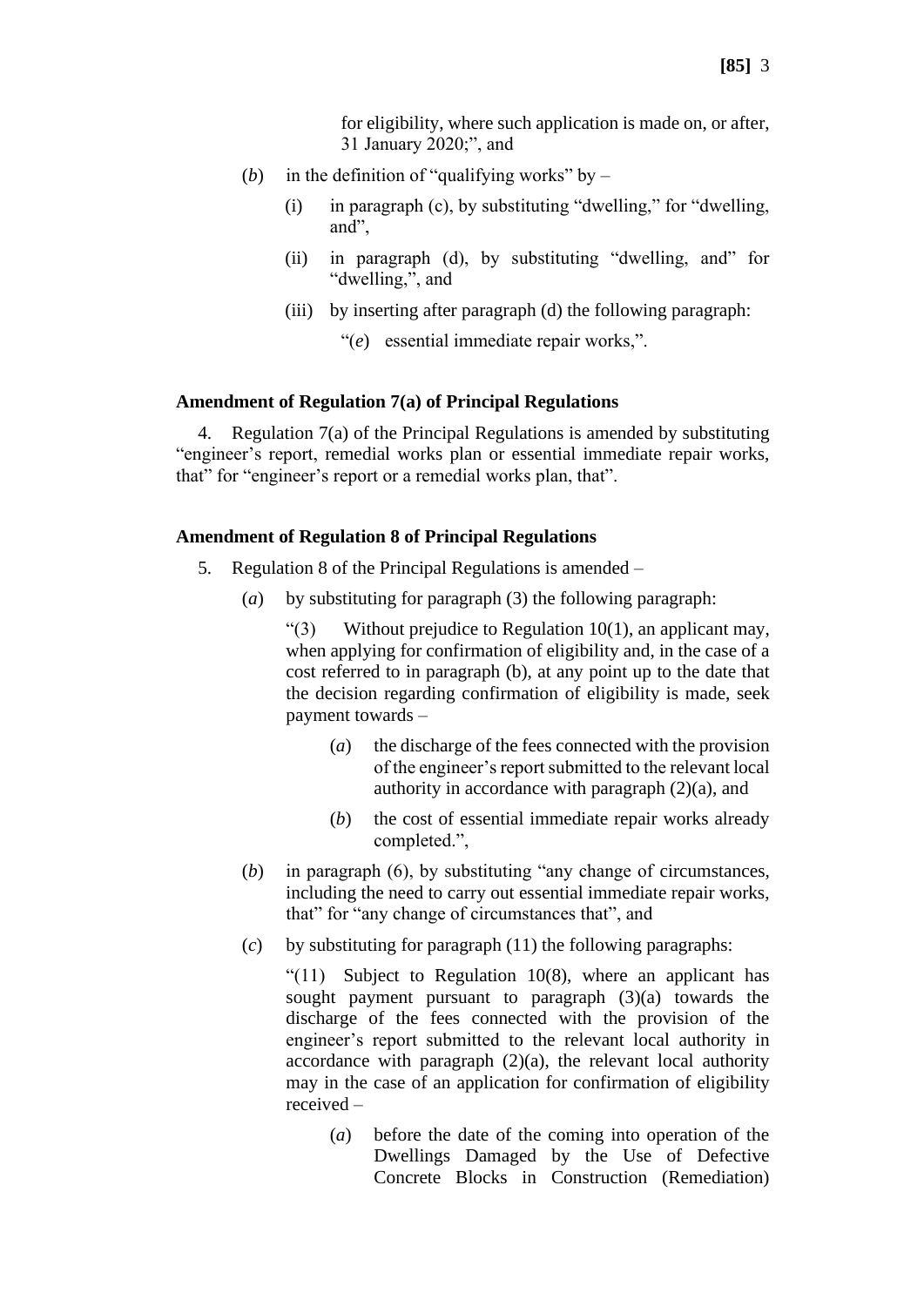for eligibility, where such application is made on, or after, 31 January 2020;", and

(*b*) in the definition of "qualifying works" by –

(i) in paragraph (c), by substituting "dwelling," for "dwelling, and",

(ii) in paragraph (d), by substituting "dwelling, and" for "dwelling,", and

(iii) by inserting after paragraph (d) the following paragraph:

"(*e*) essential immediate repair works,".

**Amendment of Regulation 7(a) of Principal Regulations**

4. Regulation 7(a) of the Principal Regulations is amended by substituting "engineer's report, remedial works plan or essential immediate repair works, that" for "engineer's report or a remedial works plan, that".

**Amendment of Regulation 8 of Principal Regulations**

5. Regulation 8 of the Principal Regulations is amended –

(*a*) by substituting for paragraph (3) the following paragraph:

"(3) Without prejudice to Regulation 10(1), an applicant may, when applying for confirmation of eligibility and, in the case of a cost referred to in paragraph (b), at any point up to the date that the decision regarding confirmation of eligibility is made, seek payment towards –

(*a*) the discharge of the fees connected with the provision of the engineer's report submitted to the relevant local authority in accordance with paragraph (2)(a), and

(*b*) the cost of essential immediate repair works already completed.",

(*b*) in paragraph (6), by substituting "any change of circumstances, including the need to carry out essential immediate repair works, that" for "any change of circumstances that", and

(*c*) by substituting for paragraph (11) the following paragraphs:

"(11) Subject to Regulation 10(8), where an applicant has sought payment pursuant to paragraph (3)(a) towards the discharge of the fees connected with the provision of the engineer's report submitted to the relevant local authority in accordance with paragraph (2)(a), the relevant local authority may in the case of an application for confirmation of eligibility received –

(*a*) before the date of the coming into operation of the Dwellings Damaged by the Use of Defective Concrete Blocks in Construction (Remediation)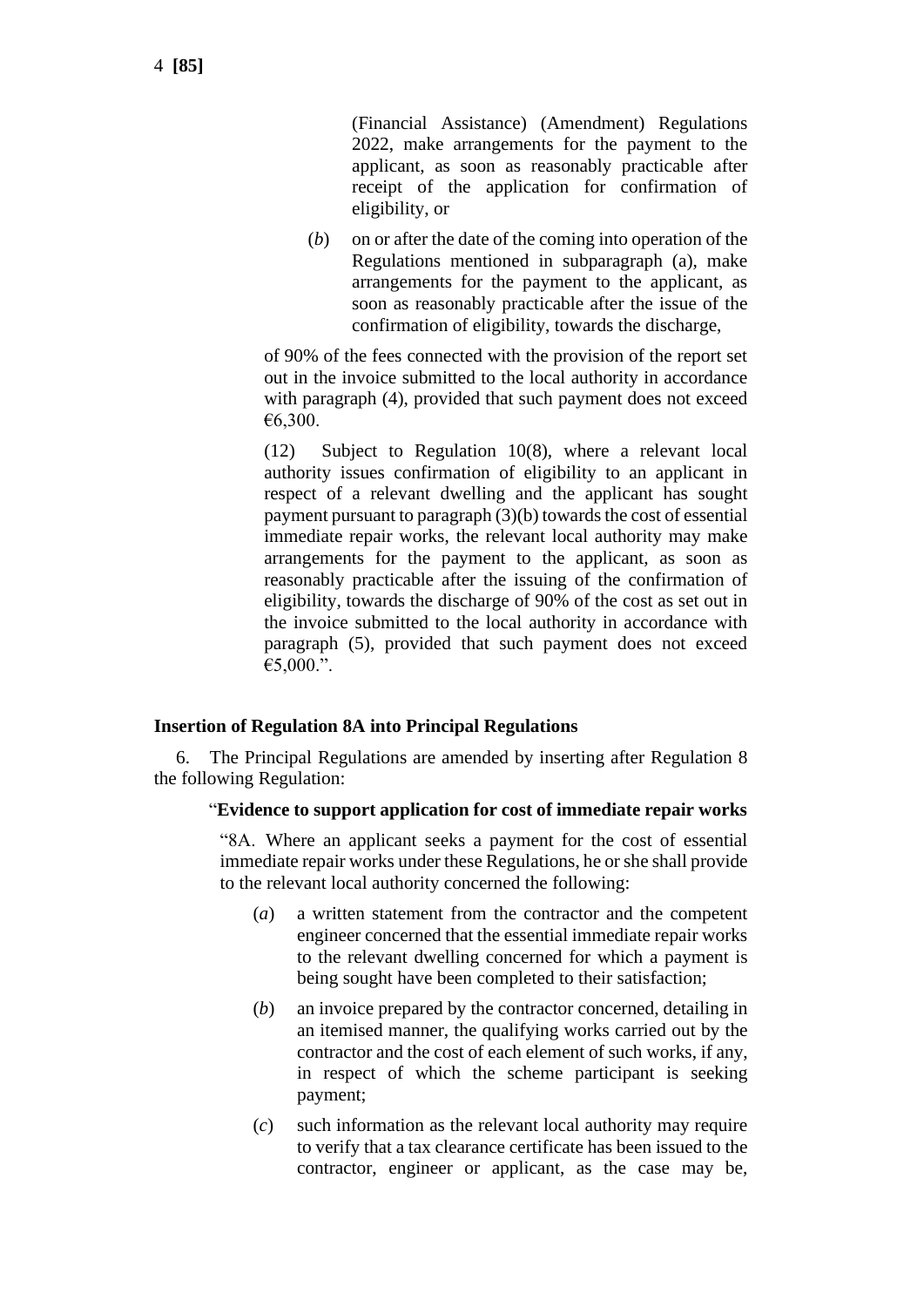(Financial Assistance) (Amendment) Regulations 2022, make arrangements for the payment to the applicant, as soon as reasonably practicable after receipt of the application for confirmation of eligibility, or

(*b*) on or after the date of the coming into operation of the Regulations mentioned in subparagraph (a), make arrangements for the payment to the applicant, as soon as reasonably practicable after the issue of the confirmation of eligibility, towards the discharge,

of 90% of the fees connected with the provision of the report set out in the invoice submitted to the local authority in accordance with paragraph (4), provided that such payment does not exceed €6,300.

(12) Subject to Regulation 10(8), where a relevant local authority issues confirmation of eligibility to an applicant in respect of a relevant dwelling and the applicant has sought payment pursuant to paragraph (3)(b) towards the cost of essential immediate repair works, the relevant local authority may make arrangements for the payment to the applicant, as soon as reasonably practicable after the issuing of the confirmation of eligibility, towards the discharge of 90% of the cost as set out in the invoice submitted to the local authority in accordance with paragraph (5), provided that such payment does not exceed €5,000.".

**Insertion of Regulation 8A into Principal Regulations**

6. The Principal Regulations are amended by inserting after Regulation 8 the following Regulation:

"**Evidence to support application for cost of immediate repair works**

"8A. Where an applicant seeks a payment for the cost of essential immediate repair works under these Regulations, he or she shall provide to the relevant local authority concerned the following:

(*a*) a written statement from the contractor and the competent engineer concerned that the essential immediate repair works to the relevant dwelling concerned for which a payment is being sought have been completed to their satisfaction;

(*b*) an invoice prepared by the contractor concerned, detailing in an itemised manner, the qualifying works carried out by the contractor and the cost of each element of such works, if any, in respect of which the scheme participant is seeking payment;

(*c*) such information as the relevant local authority may require to verify that a tax clearance certificate has been issued to the contractor, engineer or applicant, as the case may be,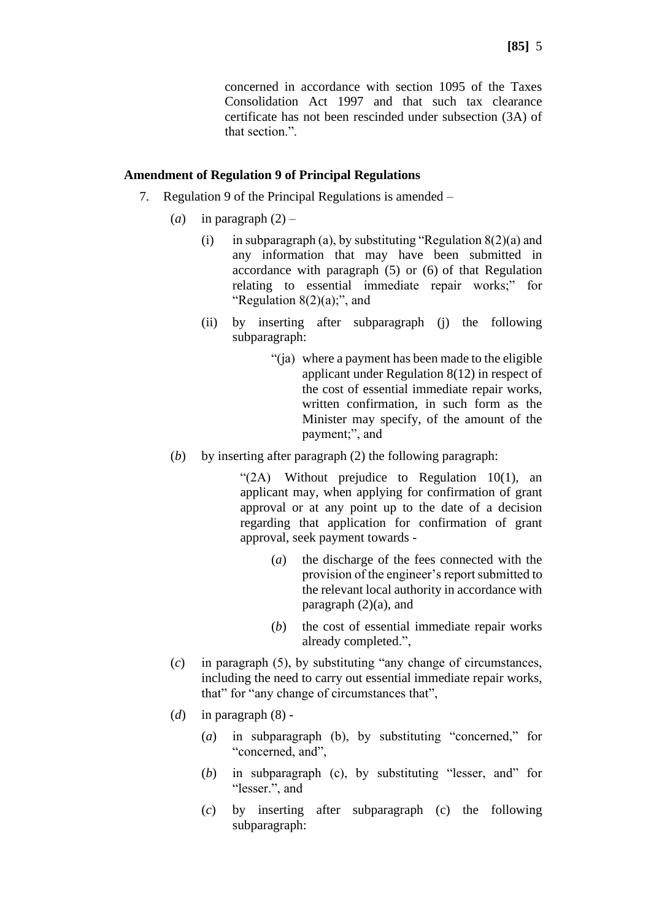concerned in accordance with section 1095 of the Taxes Consolidation Act 1997 and that such tax clearance certificate has not been rescinded under subsection (3A) of that section.".

**Amendment of Regulation 9 of Principal Regulations**

7. Regulation 9 of the Principal Regulations is amended –

   (*a*) in paragraph (2) –

   (i) in subparagraph (a), by substituting "Regulation 8(2)(a) and any information that may have been submitted in accordance with paragraph (5) or (6) of that Regulation relating to essential immediate repair works;" for "Regulation 8(2)(a);", and

   (ii) by inserting after subparagraph (j) the following subparagraph:

   "(ja) where a payment has been made to the eligible applicant under Regulation 8(12) in respect of the cost of essential immediate repair works, written confirmation, in such form as the Minister may specify, of the amount of the payment;", and

   (*b*) by inserting after paragraph (2) the following paragraph:

   "(2A) Without prejudice to Regulation 10(1), an applicant may, when applying for confirmation of grant approval or at any point up to the date of a decision regarding that application for confirmation of grant approval, seek payment towards -

   (*a*) the discharge of the fees connected with the provision of the engineer's report submitted to the relevant local authority in accordance with paragraph (2)(a), and

   (*b*) the cost of essential immediate repair works already completed.",

   (*c*) in paragraph (5), by substituting "any change of circumstances, including the need to carry out essential immediate repair works, that" for "any change of circumstances that",

   (*d*) in paragraph (8) -

   (*a*) in subparagraph (b), by substituting "concerned," for "concerned, and",

   (*b*) in subparagraph (c), by substituting "lesser, and" for "lesser.", and

   (*c*) by inserting after subparagraph (c) the following subparagraph: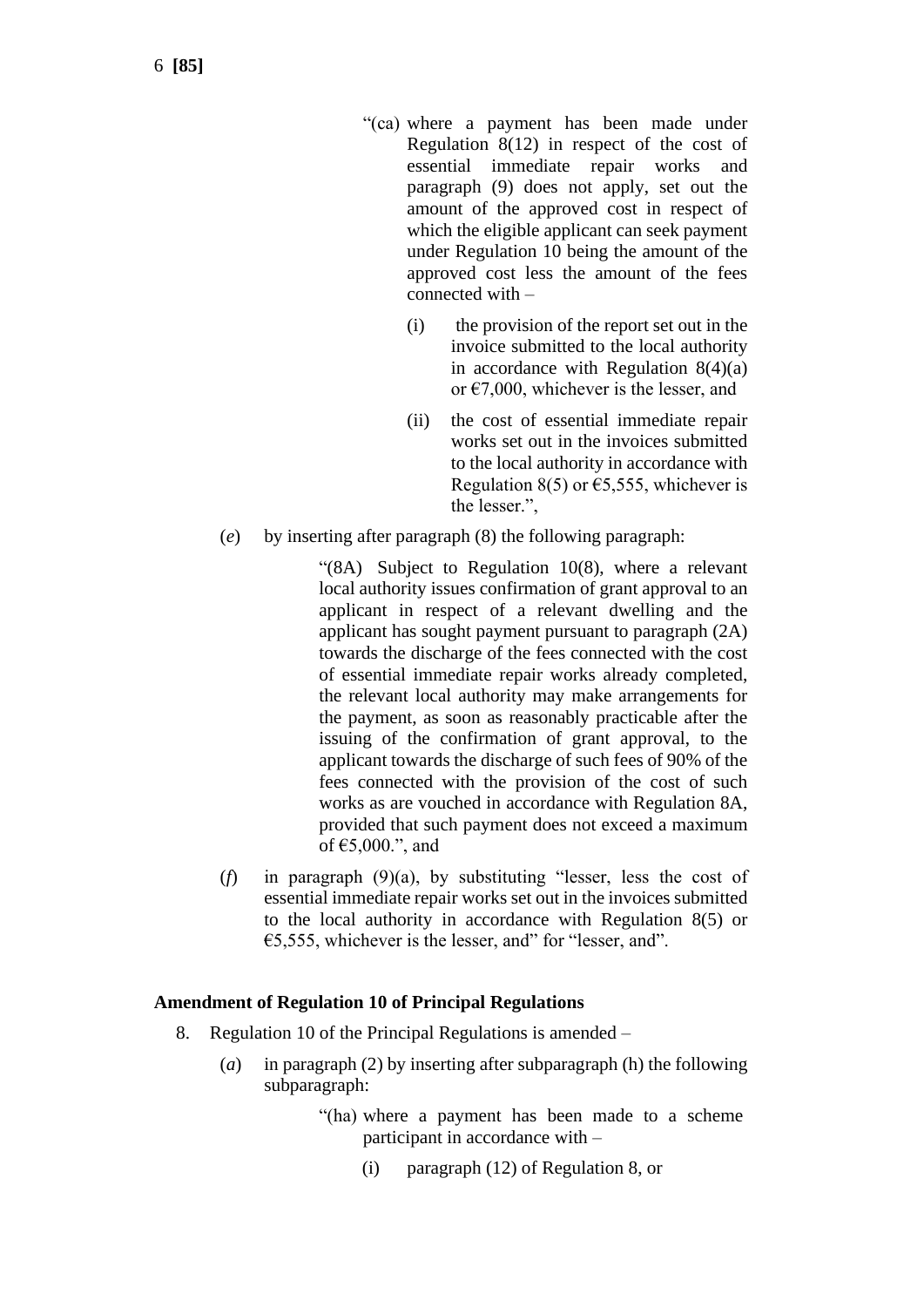"(ca) where a payment has been made under Regulation 8(12) in respect of the cost of essential immediate repair works and paragraph (9) does not apply, set out the amount of the approved cost in respect of which the eligible applicant can seek payment under Regulation 10 being the amount of the approved cost less the amount of the fees connected with –

(i) the provision of the report set out in the invoice submitted to the local authority in accordance with Regulation 8(4)(a) or €7,000, whichever is the lesser, and

(ii) the cost of essential immediate repair works set out in the invoices submitted to the local authority in accordance with Regulation 8(5) or €5,555, whichever is the lesser.",

(*e*) by inserting after paragraph (8) the following paragraph:

"(8A) Subject to Regulation 10(8), where a relevant local authority issues confirmation of grant approval to an applicant in respect of a relevant dwelling and the applicant has sought payment pursuant to paragraph (2A) towards the discharge of the fees connected with the cost of essential immediate repair works already completed, the relevant local authority may make arrangements for the payment, as soon as reasonably practicable after the issuing of the confirmation of grant approval, to the applicant towards the discharge of such fees of 90% of the fees connected with the provision of the cost of such works as are vouched in accordance with Regulation 8A, provided that such payment does not exceed a maximum of €5,000.", and

(*f*) in paragraph (9)(a), by substituting "lesser, less the cost of essential immediate repair works set out in the invoices submitted to the local authority in accordance with Regulation 8(5) or €5,555, whichever is the lesser, and" for "lesser, and".

**Amendment of Regulation 10 of Principal Regulations**

8. Regulation 10 of the Principal Regulations is amended –

(*a*) in paragraph (2) by inserting after subparagraph (h) the following subparagraph:

"(ha) where a payment has been made to a scheme participant in accordance with –

(i) paragraph (12) of Regulation 8, or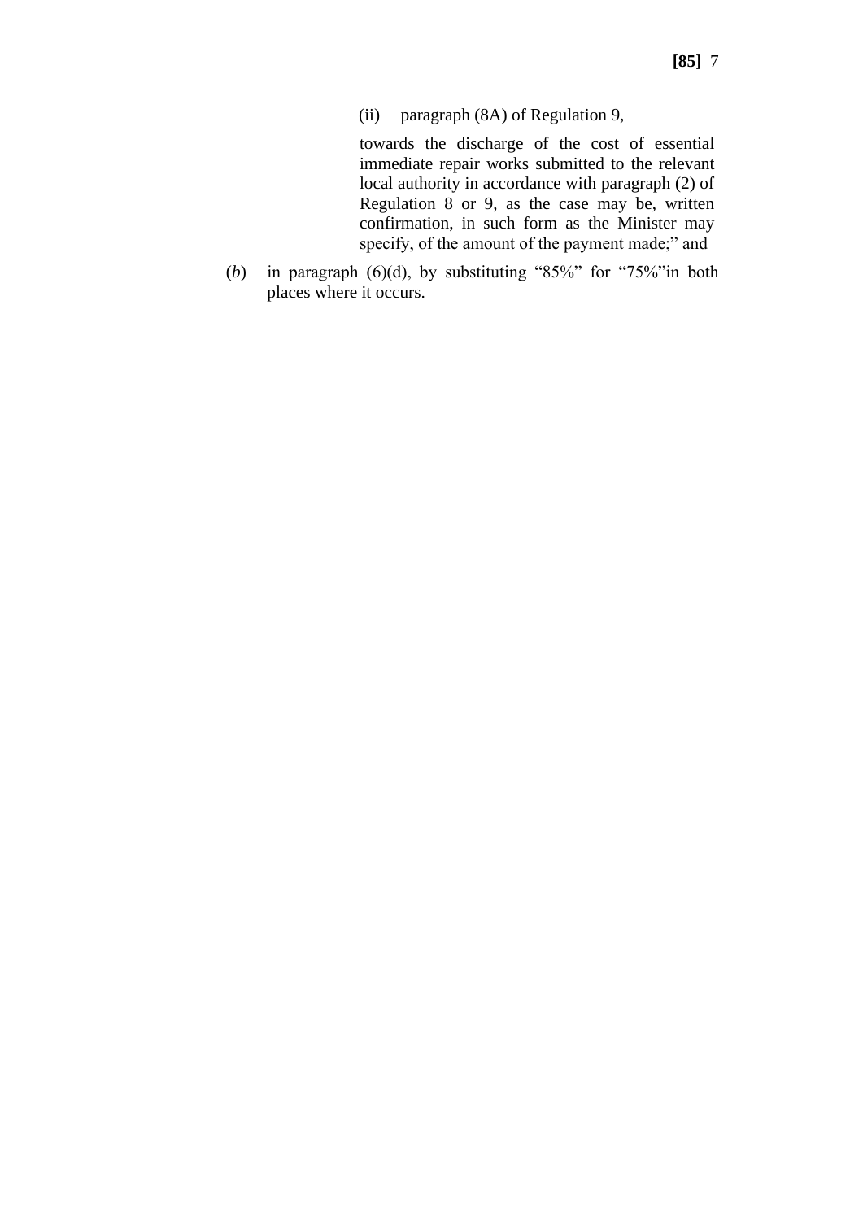(ii) paragraph (8A) of Regulation 9,

towards the discharge of the cost of essential immediate repair works submitted to the relevant local authority in accordance with paragraph (2) of Regulation 8 or 9, as the case may be, written confirmation, in such form as the Minister may specify, of the amount of the payment made;" and

(*b*) in paragraph (6)(d), by substituting "85%" for "75%"in both places where it occurs.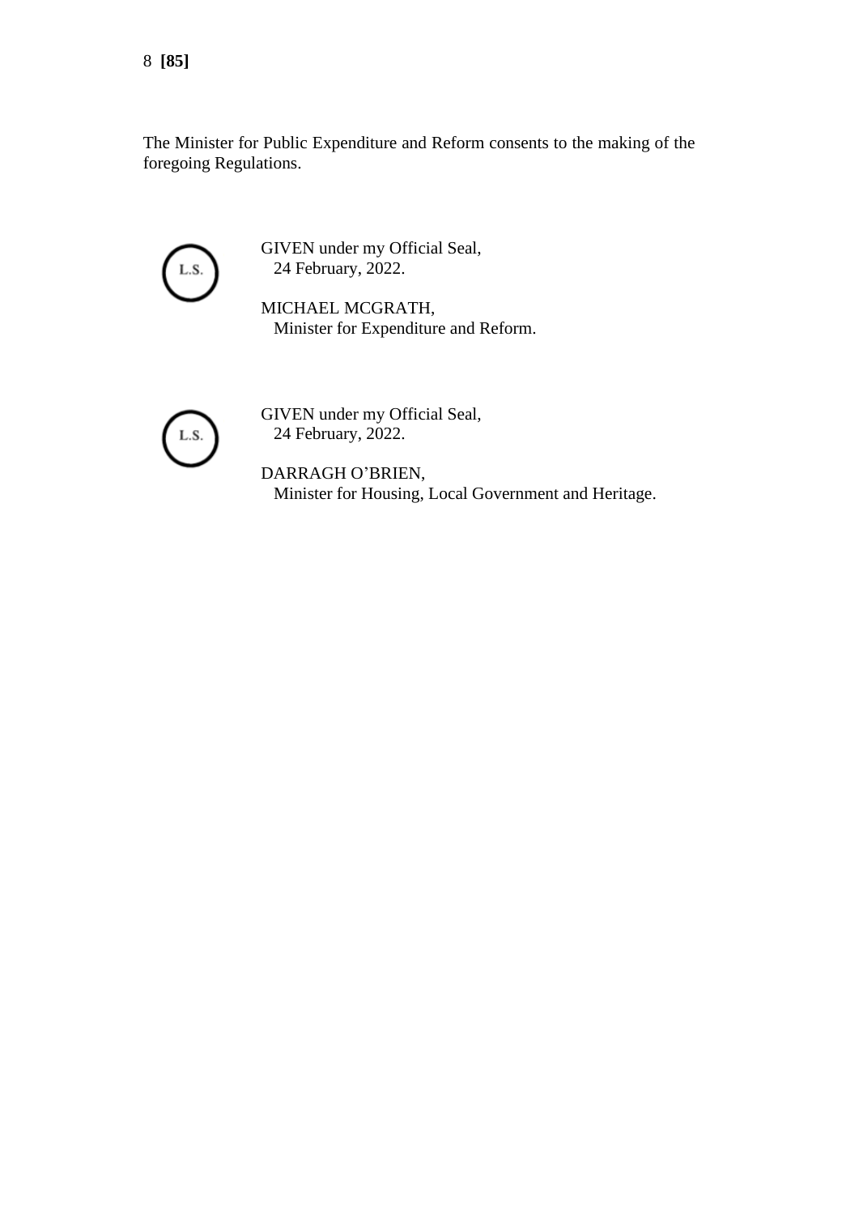The Minister for Public Expenditure and Reform consents to the making of the foregoing Regulations.

L.S.

GIVEN under my Official Seal,
24 February, 2022.

MICHAEL MCGRATH,
Minister for Expenditure and Reform.

L.S.

GIVEN under my Official Seal,
24 February, 2022.

DARRAGH O'BRIEN,
Minister for Housing, Local Government and Heritage.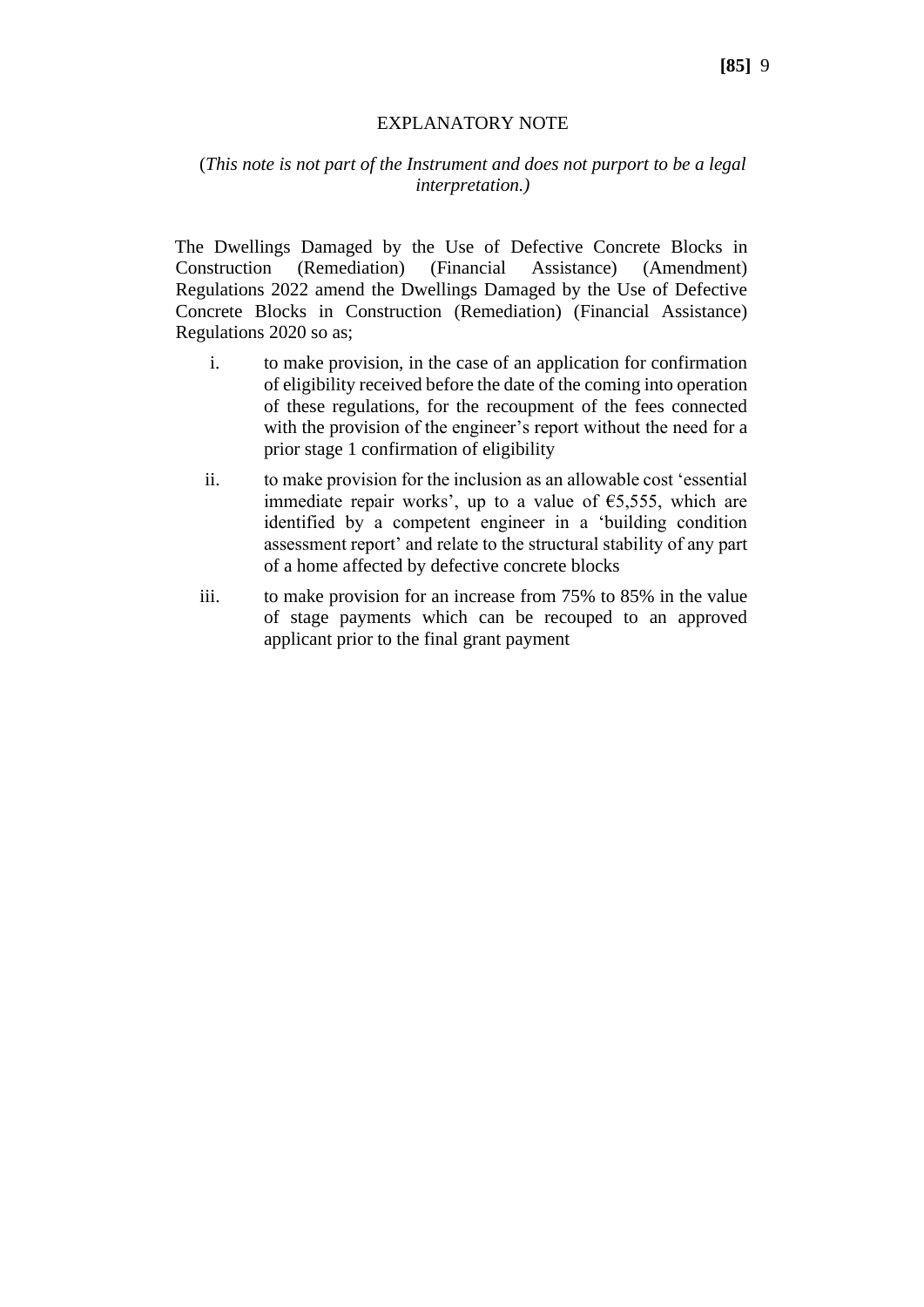# EXPLANATORY NOTE

(*This note is not part of the Instrument and does not purport to be a legal interpretation.)*

The Dwellings Damaged by the Use of Defective Concrete Blocks in Construction (Remediation) (Financial Assistance) (Amendment) Regulations 2022 amend the Dwellings Damaged by the Use of Defective Concrete Blocks in Construction (Remediation) (Financial Assistance) Regulations 2020 so as;

i. to make provision, in the case of an application for confirmation of eligibility received before the date of the coming into operation of these regulations, for the recoupment of the fees connected with the provision of the engineer's report without the need for a prior stage 1 confirmation of eligibility

ii. to make provision for the inclusion as an allowable cost 'essential immediate repair works', up to a value of €5,555, which are identified by a competent engineer in a 'building condition assessment report' and relate to the structural stability of any part of a home affected by defective concrete blocks

iii. to make provision for an increase from 75% to 85% in the value of stage payments which can be recouped to an approved applicant prior to the final grant payment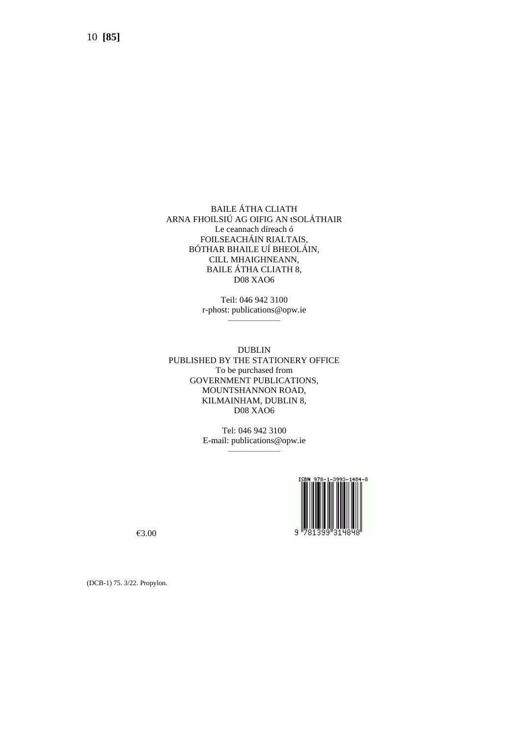BAILE ÁTHA CLIATH
ARNA FHOILSIÚ AG OIFIG AN tSOLÁTHAIR
Le ceannach díreach ó
FOILSEACHÁIN RIALTAIS,
BÓTHAR BHAILE UÍ BHEOLÁIN,
CILL MHAIGHNEANN,
BAILE ÁTHA CLIATH 8,
D08 XAO6

Teil: 046 942 3100
r-phost: publications@opw.ie

---

DUBLIN
PUBLISHED BY THE STATIONERY OFFICE
To be purchased from
GOVERNMENT PUBLICATIONS,
MOUNTSHANNON ROAD,
KILMAINHAM, DUBLIN 8,
D08 XAO6

Tel: 046 942 3100
E-mail: publications@opw.ie

---

ISBN 978-1-3993-1484-8

9 781399 314848

€3.00

(DCB-1) 75. 3/22. Propylon.